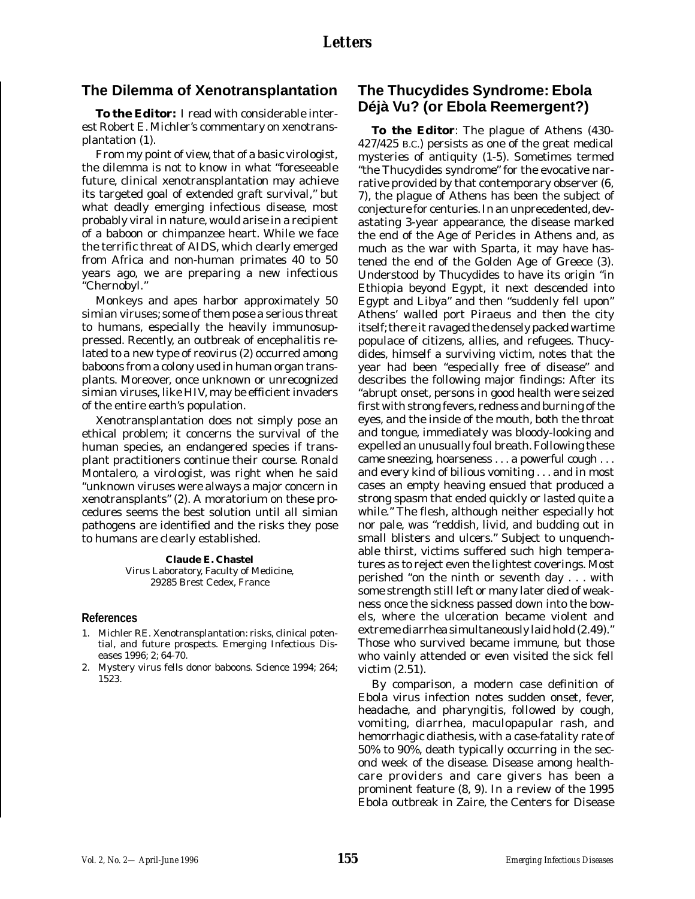# Letters

## The Dilemma of Xenotransplantation

**To the Editor:** I read with considerable interest Robert E. Michler's commentary on xenotransplantation (1).

From my point of view, that of a basic virologist, the dilemma is not to know in what "foreseeable future, clinical xenotransplantation may achieve its targeted goal of extended graft survival," but what deadly emerging infectious disease, most probably viral in nature, would arise in a recipient of a baboon or chimpanzee heart. While we face the terrific threat of AIDS, which clearly emerged from Africa and non-human primates 40 to 50 years ago, we are preparing a new infectious "Chernobyl."

Monkeys and apes harbor approximately 50 simian viruses; some of them pose a serious threat to humans, especially the heavily immunosuppressed. Recently, an outbreak of encephalitis related to a new type of reovirus (2) occurred among baboons from a colony used in human organ transplants. Moreover, once unknown or unrecognized simian viruses, like HIV, may be efficient invaders of the entire earth's population.

Xenotransplantation does not simply pose an ethical problem; it concerns the survival of the human species, an endangered species if transplant practitioners continue their course. Ronald Montalero, a virologist, was right when he said "unknown viruses were always a major concern in xenotransplants" (2). A moratorium on these procedures seems the best solution until all simian pathogens are identified and the risks they pose to humans are clearly established.

**Claude E. Chastel**
Virus Laboratory, Faculty of Medicine,
29285 Brest Cedex, France

### References

1. Michler RE. Xenotransplantation: risks, clinical potential, and future prospects. Emerging Infectious Diseases 1996; 2; 64-70.
2. Mystery virus fells donor baboons. Science 1994; 264; 1523.

## The Thucydides Syndrome: Ebola Déjà Vu? (or Ebola Reemergent?)

**To the Editor**: The plague of Athens (430-427/425 B.C.) persists as one of the great medical mysteries of antiquity (1-5). Sometimes termed "the Thucydides syndrome" for the evocative narrative provided by that contemporary observer (6, 7), the plague of Athens has been the subject of conjecture for centuries. In an unprecedented, devastating 3-year appearance, the disease marked the end of the Age of Pericles in Athens and, as much as the war with Sparta, it may have hastened the end of the Golden Age of Greece (3). Understood by Thucydides to have its origin "in Ethiopia beyond Egypt, it next descended into Egypt and Libya" and then "suddenly fell upon" Athens' walled port Piraeus and then the city itself; there it ravaged the densely packed wartime populace of citizens, allies, and refugees. Thucydides, himself a surviving victim, notes that the year had been "especially free of disease" and describes the following major findings: After its "abrupt onset, persons in good health were seized first with strong fevers, redness and burning of the eyes, and the inside of the mouth, both the throat and tongue, immediately was bloody-looking and expelled an unusually foul breath. Following these came sneezing, hoarseness . . . a powerful cough . . . and every kind of bilious vomiting . . . and in most cases an empty heaving ensued that produced a strong spasm that ended quickly or lasted quite a while." The flesh, although neither especially hot nor pale, was "reddish, livid, and budding out in small blisters and ulcers." Subject to unquenchable thirst, victims suffered such high temperatures as to reject even the lightest coverings. Most perished "on the ninth or seventh day . . . with some strength still left or many later died of weakness once the sickness passed down into the bowels, where the ulceration became violent and extreme diarrhea simultaneously laid hold (2.49)." Those who survived became immune, but those who vainly attended or even visited the sick fell victim (2.51).

By comparison, a modern case definition of Ebola virus infection notes sudden onset, fever, headache, and pharyngitis, followed by cough, vomiting, diarrhea, maculopapular rash, and hemorrhagic diathesis, with a case-fatality rate of 50% to 90%, death typically occurring in the second week of the disease. Disease among health-care providers and care givers has been a prominent feature (8, 9). In a review of the 1995 Ebola outbreak in Zaire, the Centers for Disease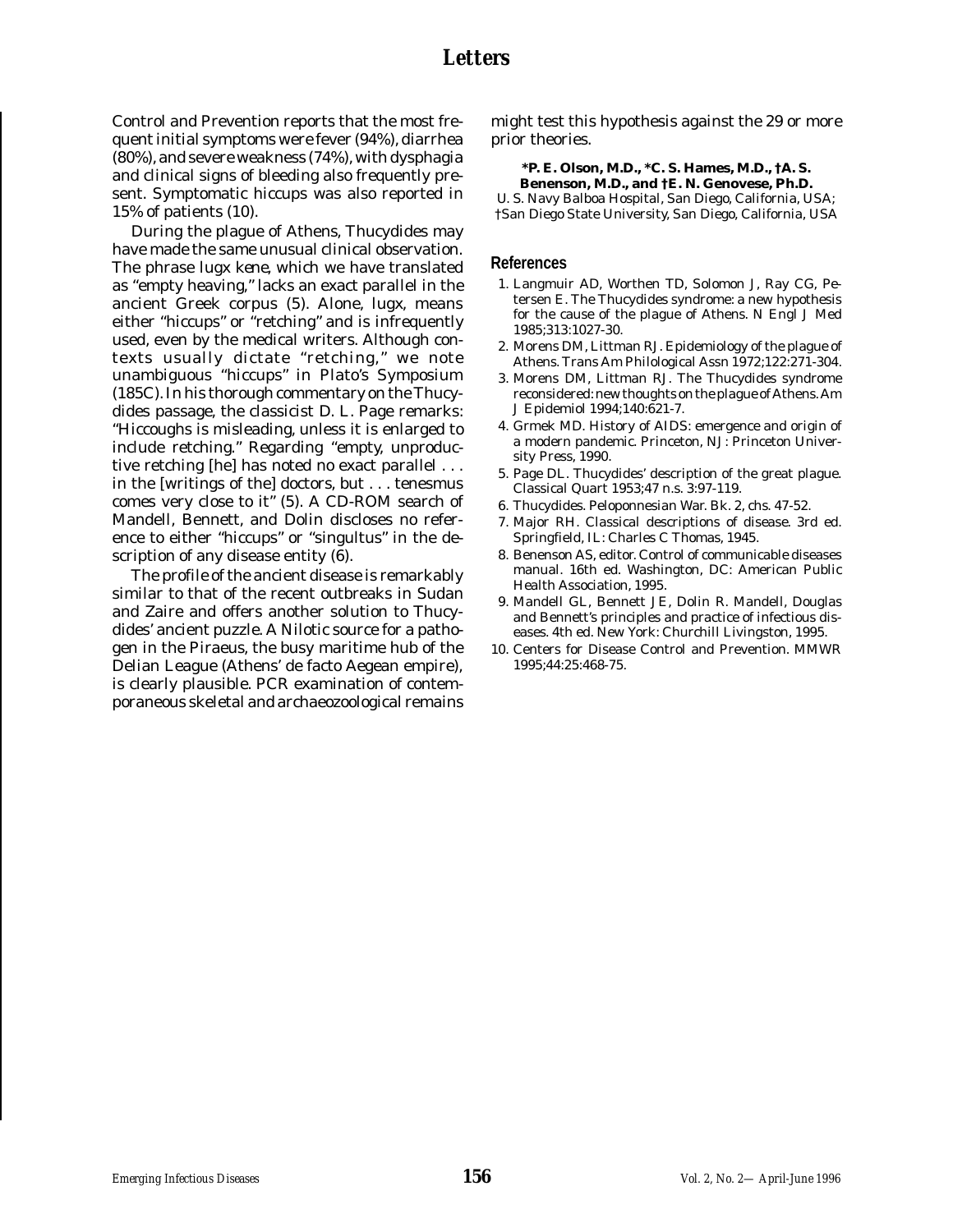Control and Prevention reports that the most frequent initial symptoms were fever (94%), diarrhea (80%), and severe weakness (74%), with dysphagia and clinical signs of bleeding also frequently present. Symptomatic hiccups was also reported in 15% of patients (10).

During the plague of Athens, Thucydides may have made the same unusual clinical observation. The phrase *lugx kene*, which we have translated as "empty heaving," lacks an exact parallel in the ancient Greek corpus (5). Alone, *lugx*, means either "hiccups" or "retching" and is infrequently used, even by the medical writers. Although contexts usually dictate "retching," we note unambiguous "hiccups" in Plato's Symposium (185C). In his thorough commentary on the Thucydides passage, the classicist D. L. Page remarks: "Hiccoughs is misleading, unless it is enlarged to include retching." Regarding "empty, unproductive retching [he] has noted no exact parallel . . . in the [writings of the] doctors, but . . . tenesmus comes very close to it" (5). A CD-ROM search of Mandell, Bennett, and Dolin discloses no reference to either "hiccups" or "singultus" in the description of any disease entity (6).

The profile of the ancient disease is remarkably similar to that of the recent outbreaks in Sudan and Zaire and offers another solution to Thucydides' ancient puzzle. A Nilotic source for a pathogen in the Piraeus, the busy maritime hub of the Delian League (Athens' de facto Aegean empire), is clearly plausible. PCR examination of contemporaneous skeletal and archaeozoological remains might test this hypothesis against the 29 or more prior theories.

**\*P. E. Olson, M.D., \*C. S. Hames, M.D., †A. S. Benenson, M.D., and †E. N. Genovese, Ph.D.**

U. S. Navy Balboa Hospital, San Diego, California, USA; †San Diego State University, San Diego, California, USA

## References

1. Langmuir AD, Worthen TD, Solomon J, Ray CG, Petersen E. The Thucydides syndrome: a new hypothesis for the cause of the plague of Athens. N Engl J Med 1985;313:1027-30.
2. Morens DM, Littman RJ. Epidemiology of the plague of Athens. Trans Am Philological Assn 1972;122:271-304.
3. Morens DM, Littman RJ. The Thucydides syndrome reconsidered: new thoughts on the plague of Athens. Am J Epidemiol 1994;140:621-7.
4. Grmek MD. History of AIDS: emergence and origin of a modern pandemic. Princeton, NJ: Princeton University Press, 1990.
5. Page DL. Thucydides' description of the great plague. Classical Quart 1953;47 n.s. 3:97-119.
6. Thucydides. Peloponnesian War. Bk. 2, chs. 47-52.
7. Major RH. Classical descriptions of disease. 3rd ed. Springfield, IL: Charles C Thomas, 1945.
8. Benenson AS, editor. Control of communicable diseases manual. 16th ed. Washington, DC: American Public Health Association, 1995.
9. Mandell GL, Bennett JE, Dolin R. Mandell, Douglas and Bennett's principles and practice of infectious diseases. 4th ed. New York: Churchill Livingston, 1995.
10. Centers for Disease Control and Prevention. MMWR 1995;44:25:468-75.